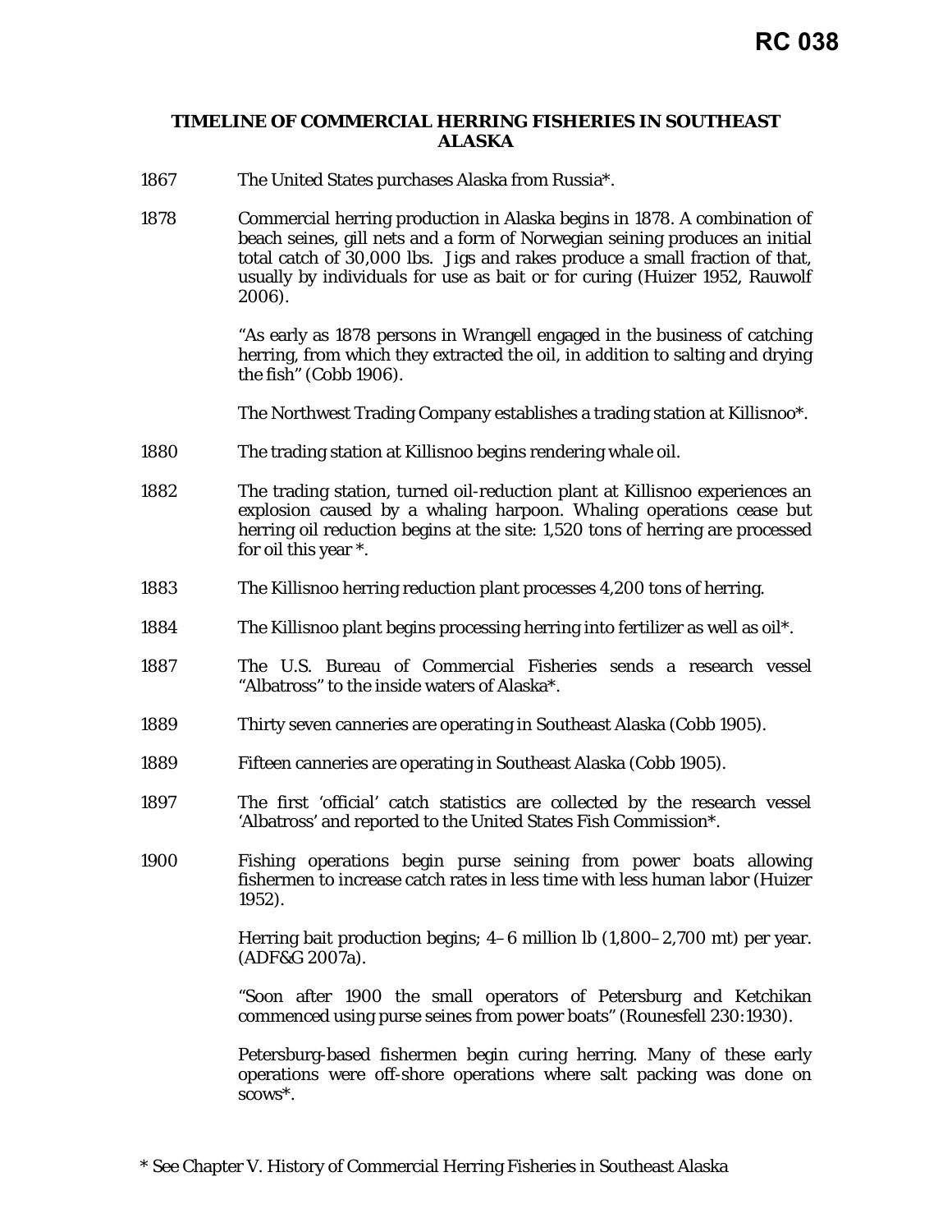RC 038

# TIMELINE OF COMMERCIAL HERRING FISHERIES IN SOUTHEAST ALASKA

1867 The United States purchases Alaska from Russia*.

1878 Commercial herring production in Alaska begins in 1878. A combination of beach seines, gill nets and a form of Norwegian seining produces an initial total catch of 30,000 lbs. Jigs and rakes produce a small fraction of that, usually by individuals for use as bait or for curing (Huizer 1952, Rauwolf 2006).

"As early as 1878 persons in Wrangell engaged in the business of catching herring, from which they extracted the oil, in addition to salting and drying the fish" (Cobb 1906).

The Northwest Trading Company establishes a trading station at Killisnoo*.

1880 The trading station at Killisnoo begins rendering whale oil.

1882 The trading station, turned oil-reduction plant at Killisnoo experiences an explosion caused by a whaling harpoon. Whaling operations cease but herring oil reduction begins at the site: 1,520 tons of herring are processed for oil this year *.

1883 The Killisnoo herring reduction plant processes 4,200 tons of herring.

1884 The Killisnoo plant begins processing herring into fertilizer as well as oil*.

1887 The U.S. Bureau of Commercial Fisheries sends a research vessel "Albatross" to the inside waters of Alaska*.

1889 Thirty seven canneries are operating in Southeast Alaska (Cobb 1905).

1889 Fifteen canneries are operating in Southeast Alaska (Cobb 1905).

1897 The first 'official' catch statistics are collected by the research vessel 'Albatross' and reported to the United States Fish Commission*.

1900 Fishing operations begin purse seining from power boats allowing fishermen to increase catch rates in less time with less human labor (Huizer 1952).

Herring bait production begins; 4–6 million lb (1,800–2,700 mt) per year. (ADF&G 2007a).

"Soon after 1900 the small operators of Petersburg and Ketchikan commenced using purse seines from power boats" (Rounesfell 230:1930).

Petersburg-based fishermen begin curing herring. Many of these early operations were off-shore operations where salt packing was done on scows*.

* See Chapter V. History of Commercial Herring Fisheries in Southeast Alaska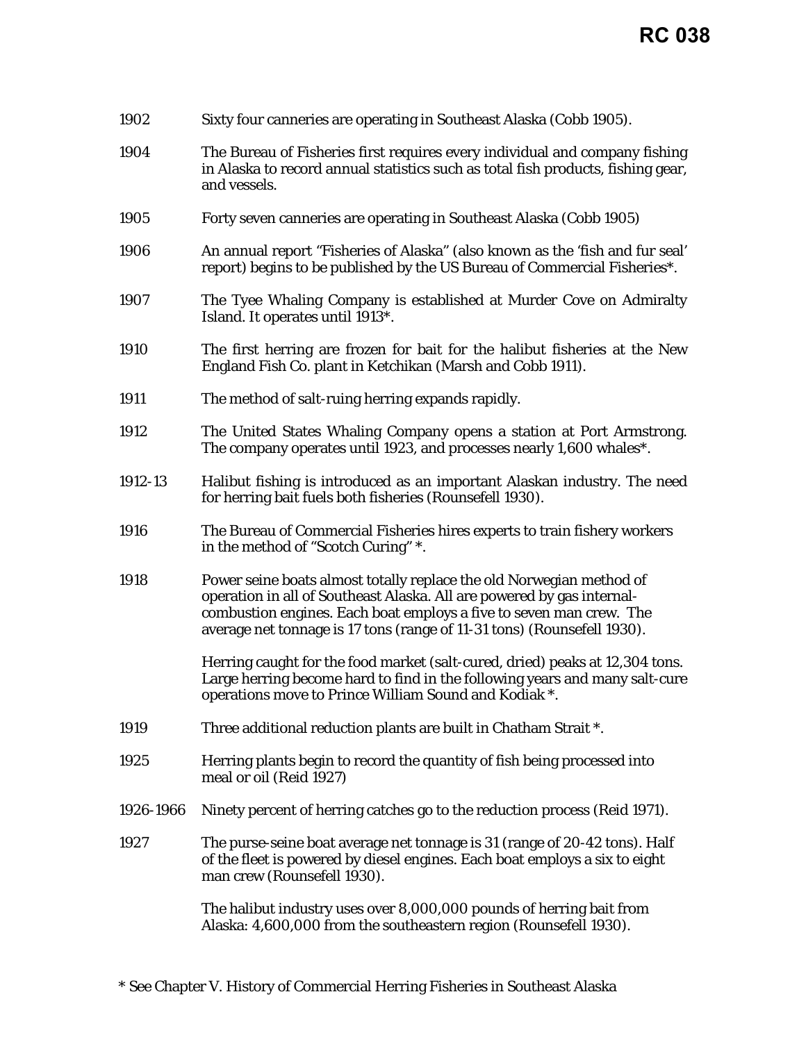1902 Sixty four canneries are operating in Southeast Alaska (Cobb 1905).

1904 The Bureau of Fisheries first requires every individual and company fishing in Alaska to record annual statistics such as total fish products, fishing gear, and vessels.

1905 Forty seven canneries are operating in Southeast Alaska (Cobb 1905)

1906 An annual report "Fisheries of Alaska" (also known as the 'fish and fur seal' report) begins to be published by the US Bureau of Commercial Fisheries*.

1907 The Tyee Whaling Company is established at Murder Cove on Admiralty Island. It operates until 1913*.

1910 The first herring are frozen for bait for the halibut fisheries at the New England Fish Co. plant in Ketchikan (Marsh and Cobb 1911).

1911 The method of salt-ruing herring expands rapidly.

1912 The United States Whaling Company opens a station at Port Armstrong. The company operates until 1923, and processes nearly 1,600 whales*.

1912-13 Halibut fishing is introduced as an important Alaskan industry. The need for herring bait fuels both fisheries (Rounsefell 1930).

1916 The Bureau of Commercial Fisheries hires experts to train fishery workers in the method of "Scotch Curing" *.

1918 Power seine boats almost totally replace the old Norwegian method of operation in all of Southeast Alaska. All are powered by gas internal-combustion engines. Each boat employs a five to seven man crew. The average net tonnage is 17 tons (range of 11-31 tons) (Rounsefell 1930).

Herring caught for the food market (salt-cured, dried) peaks at 12,304 tons. Large herring become hard to find in the following years and many salt-cure operations move to Prince William Sound and Kodiak *.

1919 Three additional reduction plants are built in Chatham Strait *.

1925 Herring plants begin to record the quantity of fish being processed into meal or oil (Reid 1927)

1926-1966 Ninety percent of herring catches go to the reduction process (Reid 1971).

1927 The purse-seine boat average net tonnage is 31 (range of 20-42 tons). Half of the fleet is powered by diesel engines. Each boat employs a six to eight man crew (Rounsefell 1930).

The halibut industry uses over 8,000,000 pounds of herring bait from Alaska: 4,600,000 from the southeastern region (Rounsefell 1930).

* See Chapter V. History of Commercial Herring Fisheries in Southeast Alaska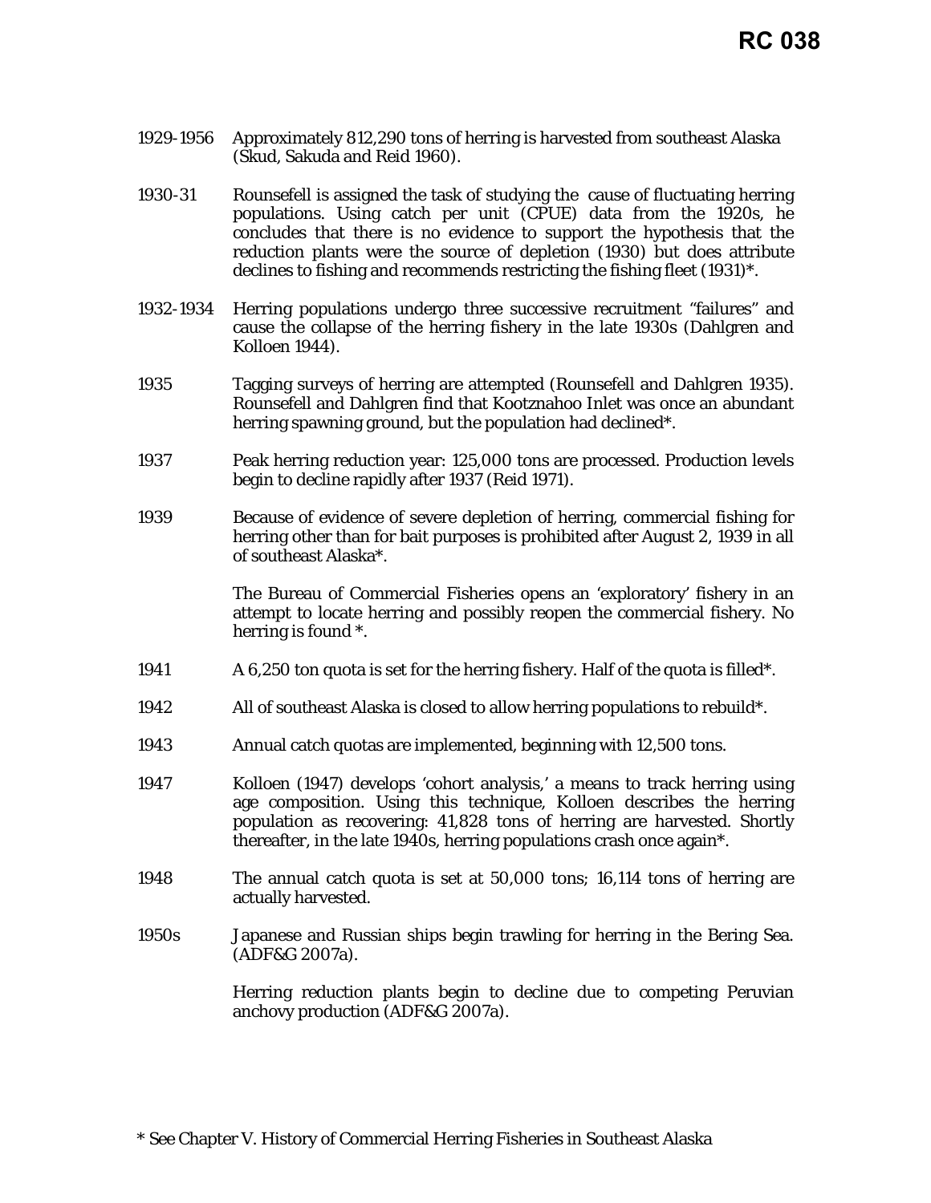1929-1956 Approximately 812,290 tons of herring is harvested from southeast Alaska (Skud, Sakuda and Reid 1960).

1930-31 Rounsefell is assigned the task of studying the cause of fluctuating herring populations. Using catch per unit (CPUE) data from the 1920s, he concludes that there is no evidence to support the hypothesis that the reduction plants were the source of depletion (1930) but does attribute declines to fishing and recommends restricting the fishing fleet (1931)*.

1932-1934 Herring populations undergo three successive recruitment "failures" and cause the collapse of the herring fishery in the late 1930s (Dahlgren and Kolloen 1944).

1935 Tagging surveys of herring are attempted (Rounsefell and Dahlgren 1935). Rounsefell and Dahlgren find that Kootznahoo Inlet was once an abundant herring spawning ground, but the population had declined*.

1937 Peak herring reduction year: 125,000 tons are processed. Production levels begin to decline rapidly after 1937 (Reid 1971).

1939 Because of evidence of severe depletion of herring, commercial fishing for herring other than for bait purposes is prohibited after August 2, 1939 in all of southeast Alaska*.

The Bureau of Commercial Fisheries opens an 'exploratory' fishery in an attempt to locate herring and possibly reopen the commercial fishery. No herring is found *.

1941 A 6,250 ton quota is set for the herring fishery. Half of the quota is filled*.

1942 All of southeast Alaska is closed to allow herring populations to rebuild*.

1943 Annual catch quotas are implemented, beginning with 12,500 tons.

1947 Kolloen (1947) develops 'cohort analysis,' a means to track herring using age composition. Using this technique, Kolloen describes the herring population as recovering: 41,828 tons of herring are harvested. Shortly thereafter, in the late 1940s, herring populations crash once again*.

1948 The annual catch quota is set at 50,000 tons; 16,114 tons of herring are actually harvested.

1950s Japanese and Russian ships begin trawling for herring in the Bering Sea. (ADF&G 2007a).

Herring reduction plants begin to decline due to competing Peruvian anchovy production (ADF&G 2007a).

* See Chapter V. History of Commercial Herring Fisheries in Southeast Alaska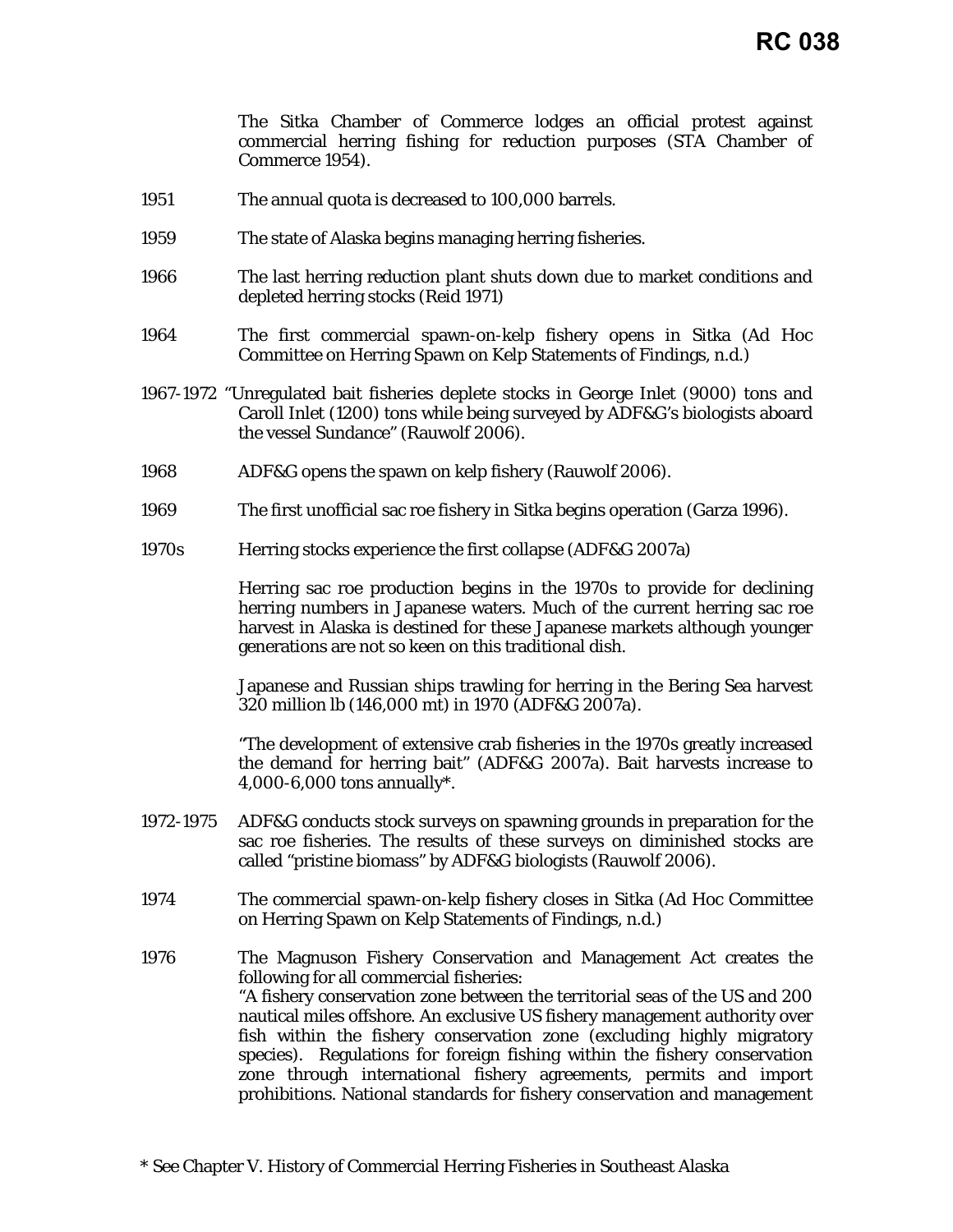The Sitka Chamber of Commerce lodges an official protest against commercial herring fishing for reduction purposes (STA Chamber of Commerce 1954).

1951 The annual quota is decreased to 100,000 barrels.

1959 The state of Alaska begins managing herring fisheries.

1966 The last herring reduction plant shuts down due to market conditions and depleted herring stocks (Reid 1971)

1964 The first commercial spawn-on-kelp fishery opens in Sitka (Ad Hoc Committee on Herring Spawn on Kelp Statements of Findings, n.d.)

1967-1972 "Unregulated bait fisheries deplete stocks in George Inlet (9000) tons and Caroll Inlet (1200) tons while being surveyed by ADF&G's biologists aboard the vessel Sundance" (Rauwolf 2006).

1968 ADF&G opens the spawn on kelp fishery (Rauwolf 2006).

1969 The first unofficial sac roe fishery in Sitka begins operation (Garza 1996).

1970s Herring stocks experience the first collapse (ADF&G 2007a)

Herring sac roe production begins in the 1970s to provide for declining herring numbers in Japanese waters. Much of the current herring sac roe harvest in Alaska is destined for these Japanese markets although younger generations are not so keen on this traditional dish.

Japanese and Russian ships trawling for herring in the Bering Sea harvest 320 million lb (146,000 mt) in 1970 (ADF&G 2007a).

"The development of extensive crab fisheries in the 1970s greatly increased the demand for herring bait" (ADF&G 2007a). Bait harvests increase to 4,000-6,000 tons annually*.

1972-1975 ADF&G conducts stock surveys on spawning grounds in preparation for the sac roe fisheries. The results of these surveys on diminished stocks are called "pristine biomass" by ADF&G biologists (Rauwolf 2006).

1974 The commercial spawn-on-kelp fishery closes in Sitka (Ad Hoc Committee on Herring Spawn on Kelp Statements of Findings, n.d.)

1976 The Magnuson Fishery Conservation and Management Act creates the following for all commercial fisheries:
"A fishery conservation zone between the territorial seas of the US and 200 nautical miles offshore. An exclusive US fishery management authority over fish within the fishery conservation zone (excluding highly migratory species). Regulations for foreign fishing within the fishery conservation zone through international fishery agreements, permits and import prohibitions. National standards for fishery conservation and management

\* See Chapter V. History of Commercial Herring Fisheries in Southeast Alaska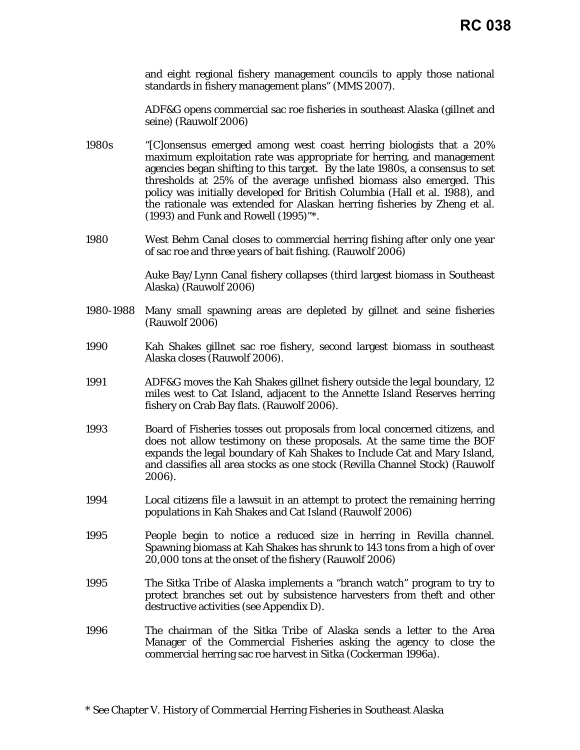and eight regional fishery management councils to apply those national standards in fishery management plans" (MMS 2007).

ADF&G opens commercial sac roe fisheries in southeast Alaska (gillnet and seine) (Rauwolf 2006)

1980s "[C]onsensus emerged among west coast herring biologists that a 20% maximum exploitation rate was appropriate for herring, and management agencies began shifting to this target. By the late 1980s, a consensus to set thresholds at 25% of the average unfished biomass also emerged. This policy was initially developed for British Columbia (Hall et al. 1988), and the rationale was extended for Alaskan herring fisheries by Zheng et al. (1993) and Funk and Rowell (1995)"*.

1980 West Behm Canal closes to commercial herring fishing after only one year of sac roe and three years of bait fishing. (Rauwolf 2006)

Auke Bay/Lynn Canal fishery collapses (third largest biomass in Southeast Alaska) (Rauwolf 2006)

1980-1988 Many small spawning areas are depleted by gillnet and seine fisheries (Rauwolf 2006)

1990 Kah Shakes gillnet sac roe fishery, second largest biomass in southeast Alaska closes (Rauwolf 2006).

1991 ADF&G moves the Kah Shakes gillnet fishery outside the legal boundary, 12 miles west to Cat Island, adjacent to the Annette Island Reserves herring fishery on Crab Bay flats. (Rauwolf 2006).

1993 Board of Fisheries tosses out proposals from local concerned citizens, and does not allow testimony on these proposals. At the same time the BOF expands the legal boundary of Kah Shakes to Include Cat and Mary Island, and classifies all area stocks as one stock (Revilla Channel Stock) (Rauwolf 2006).

1994 Local citizens file a lawsuit in an attempt to protect the remaining herring populations in Kah Shakes and Cat Island (Rauwolf 2006)

1995 People begin to notice a reduced size in herring in Revilla channel. Spawning biomass at Kah Shakes has shrunk to 143 tons from a high of over 20,000 tons at the onset of the fishery (Rauwolf 2006)

1995 The Sitka Tribe of Alaska implements a "branch watch" program to try to protect branches set out by subsistence harvesters from theft and other destructive activities (see Appendix D).

1996 The chairman of the Sitka Tribe of Alaska sends a letter to the Area Manager of the Commercial Fisheries asking the agency to close the commercial herring sac roe harvest in Sitka (Cockerman 1996a).

* See Chapter V. History of Commercial Herring Fisheries in Southeast Alaska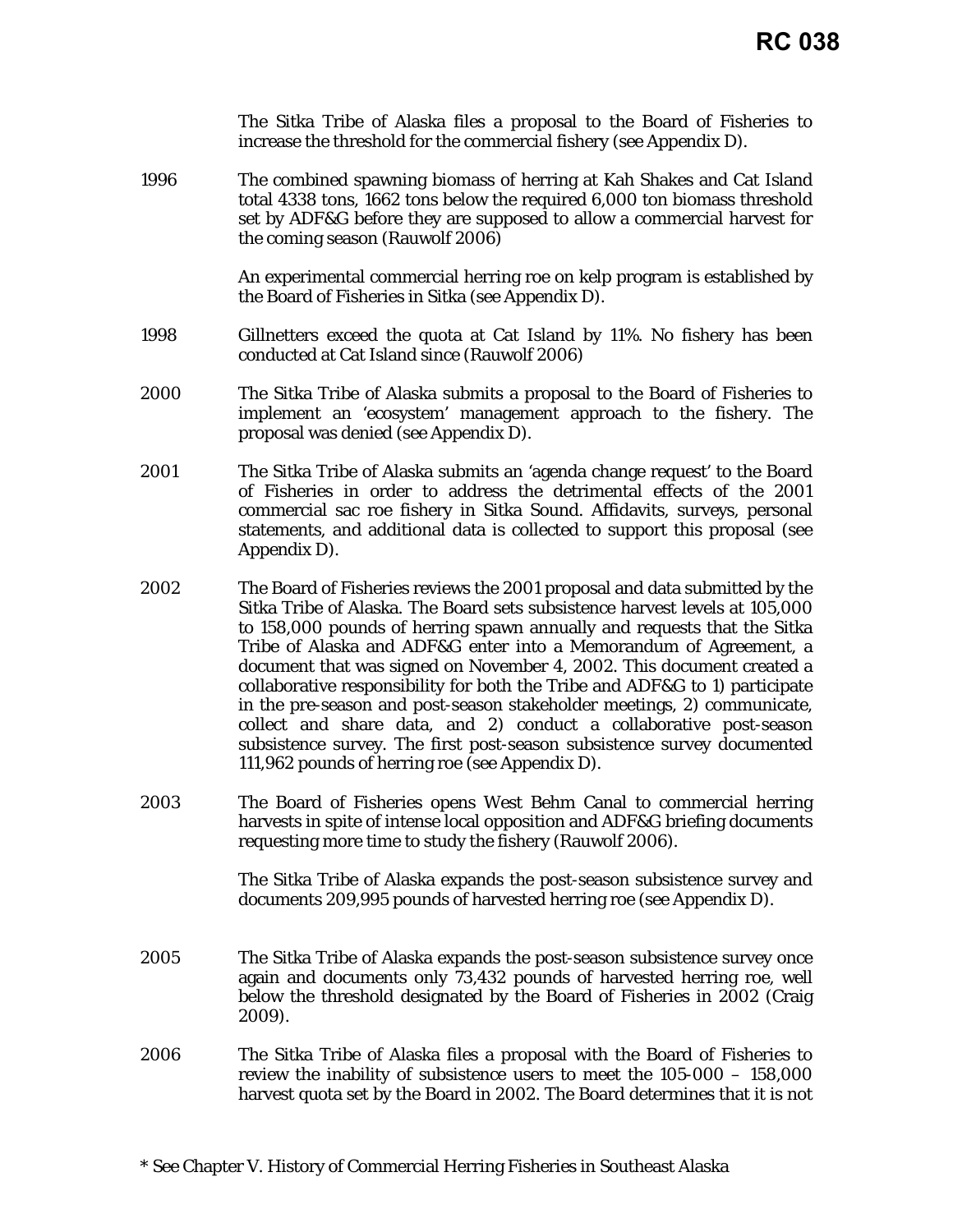The Sitka Tribe of Alaska files a proposal to the Board of Fisheries to increase the threshold for the commercial fishery (see Appendix D).

1996 The combined spawning biomass of herring at Kah Shakes and Cat Island total 4338 tons, 1662 tons below the required 6,000 ton biomass threshold set by ADF&G before they are supposed to allow a commercial harvest for the coming season (Rauwolf 2006)

An experimental commercial herring roe on kelp program is established by the Board of Fisheries in Sitka (see Appendix D).

1998 Gillnetters exceed the quota at Cat Island by 11%. No fishery has been conducted at Cat Island since (Rauwolf 2006)

2000 The Sitka Tribe of Alaska submits a proposal to the Board of Fisheries to implement an 'ecosystem' management approach to the fishery. The proposal was denied (see Appendix D).

2001 The Sitka Tribe of Alaska submits an 'agenda change request' to the Board of Fisheries in order to address the detrimental effects of the 2001 commercial sac roe fishery in Sitka Sound. Affidavits, surveys, personal statements, and additional data is collected to support this proposal (see Appendix D).

2002 The Board of Fisheries reviews the 2001 proposal and data submitted by the Sitka Tribe of Alaska. The Board sets subsistence harvest levels at 105,000 to 158,000 pounds of herring spawn annually and requests that the Sitka Tribe of Alaska and ADF&G enter into a Memorandum of Agreement, a document that was signed on November 4, 2002. This document created a collaborative responsibility for both the Tribe and ADF&G to 1) participate in the pre-season and post-season stakeholder meetings, 2) communicate, collect and share data, and 2) conduct a collaborative post-season subsistence survey. The first post-season subsistence survey documented 111,962 pounds of herring roe (see Appendix D).

2003 The Board of Fisheries opens West Behm Canal to commercial herring harvests in spite of intense local opposition and ADF&G briefing documents requesting more time to study the fishery (Rauwolf 2006).

The Sitka Tribe of Alaska expands the post-season subsistence survey and documents 209,995 pounds of harvested herring roe (see Appendix D).

2005 The Sitka Tribe of Alaska expands the post-season subsistence survey once again and documents only 73,432 pounds of harvested herring roe, well below the threshold designated by the Board of Fisheries in 2002 (Craig 2009).

2006 The Sitka Tribe of Alaska files a proposal with the Board of Fisheries to review the inability of subsistence users to meet the 105-000 – 158,000 harvest quota set by the Board in 2002. The Board determines that it is not

* See Chapter V. History of Commercial Herring Fisheries in Southeast Alaska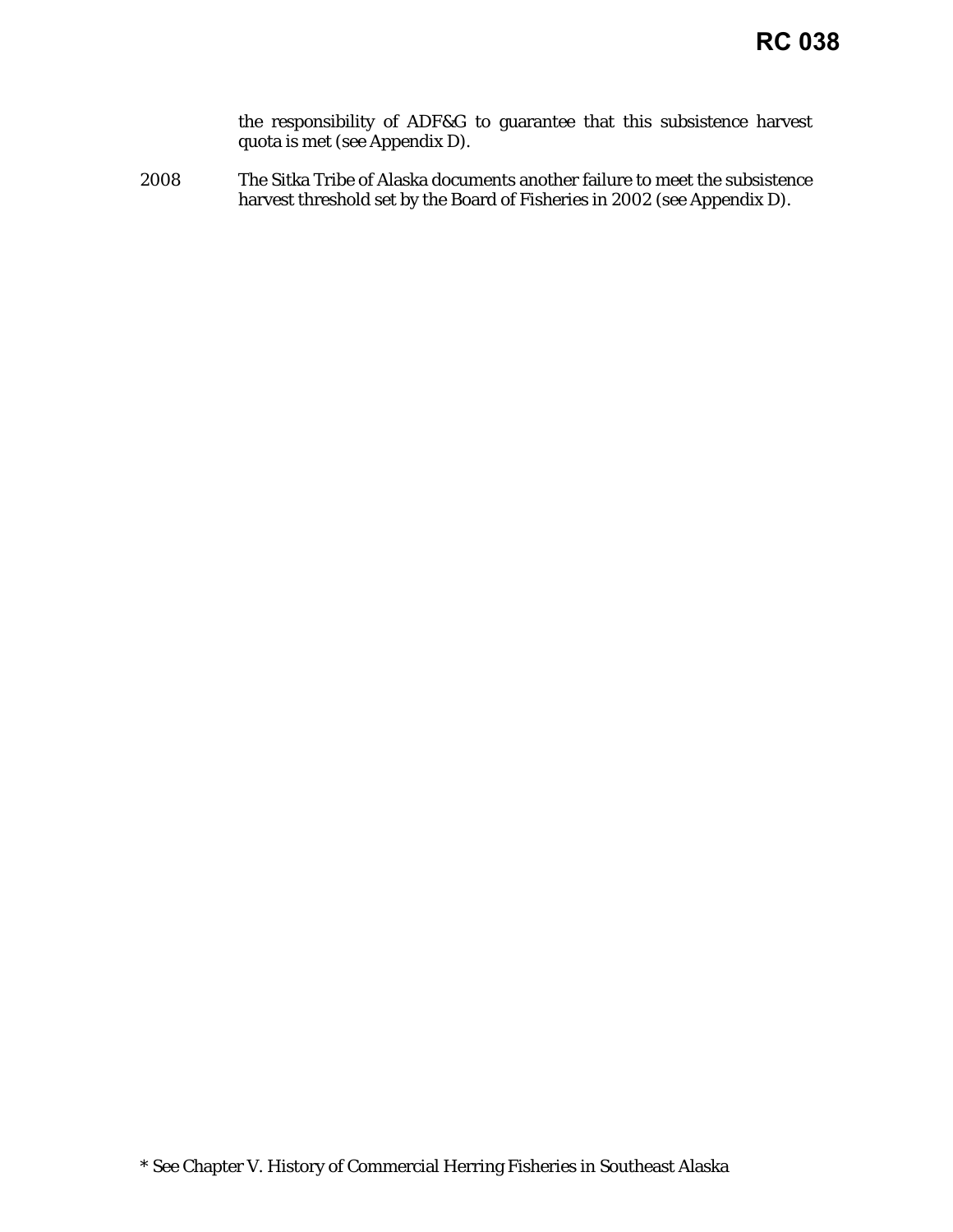the responsibility of ADF&G to guarantee that this subsistence harvest quota is met (see Appendix D).

2008 The Sitka Tribe of Alaska documents another failure to meet the subsistence harvest threshold set by the Board of Fisheries in 2002 (see Appendix D).

* See Chapter V. History of Commercial Herring Fisheries in Southeast Alaska